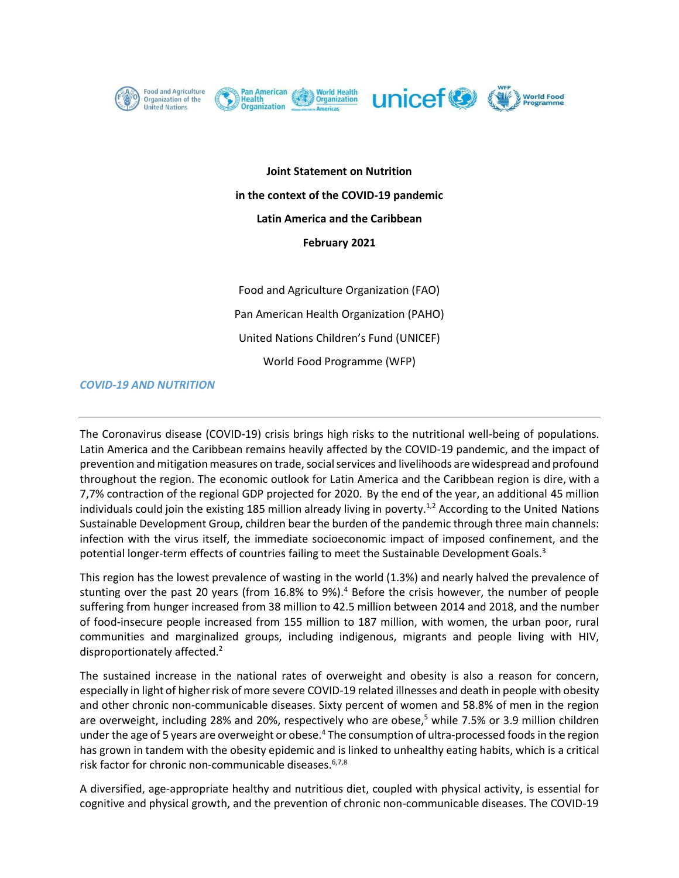**Joint Statement on Nutrition**

**in the context of the COVID-19 pandemic**

**Latin America and the Caribbean**

**February 2021**

Food and Agriculture Organization (FAO)

Pan American Health Organization (PAHO)

United Nations Children's Fund (UNICEF)

World Food Programme (WFP)

## *COVID-19 AND NUTRITION*

The Coronavirus disease (COVID-19) crisis brings high risks to the nutritional well-being of populations. Latin America and the Caribbean remains heavily affected by the COVID-19 pandemic, and the impact of prevention and mitigation measures on trade, social services and livelihoods are widespread and profound throughout the region. The economic outlook for Latin America and the Caribbean region is dire, with a 7,7% contraction of the regional GDP projected for 2020. By the end of the year, an additional 45 million individuals could join the existing 185 million already living in poverty.[1,2] According to the United Nations Sustainable Development Group, children bear the burden of the pandemic through three main channels: infection with the virus itself, the immediate socioeconomic impact of imposed confinement, and the potential longer-term effects of countries failing to meet the Sustainable Development Goals.[3]

This region has the lowest prevalence of wasting in the world (1.3%) and nearly halved the prevalence of stunting over the past 20 years (from 16.8% to 9%).[4] Before the crisis however, the number of people suffering from hunger increased from 38 million to 42.5 million between 2014 and 2018, and the number of food-insecure people increased from 155 million to 187 million, with women, the urban poor, rural communities and marginalized groups, including indigenous, migrants and people living with HIV, disproportionately affected.[2]

The sustained increase in the national rates of overweight and obesity is also a reason for concern, especially in light of higher risk of more severe COVID-19 related illnesses and death in people with obesity and other chronic non-communicable diseases. Sixty percent of women and 58.8% of men in the region are overweight, including 28% and 20%, respectively who are obese,[5] while 7.5% or 3.9 million children under the age of 5 years are overweight or obese.[4] The consumption of ultra-processed foods in the region has grown in tandem with the obesity epidemic and is linked to unhealthy eating habits, which is a critical risk factor for chronic non-communicable diseases.[6,7,8]

A diversified, age-appropriate healthy and nutritious diet, coupled with physical activity, is essential for cognitive and physical growth, and the prevention of chronic non-communicable diseases. The COVID-19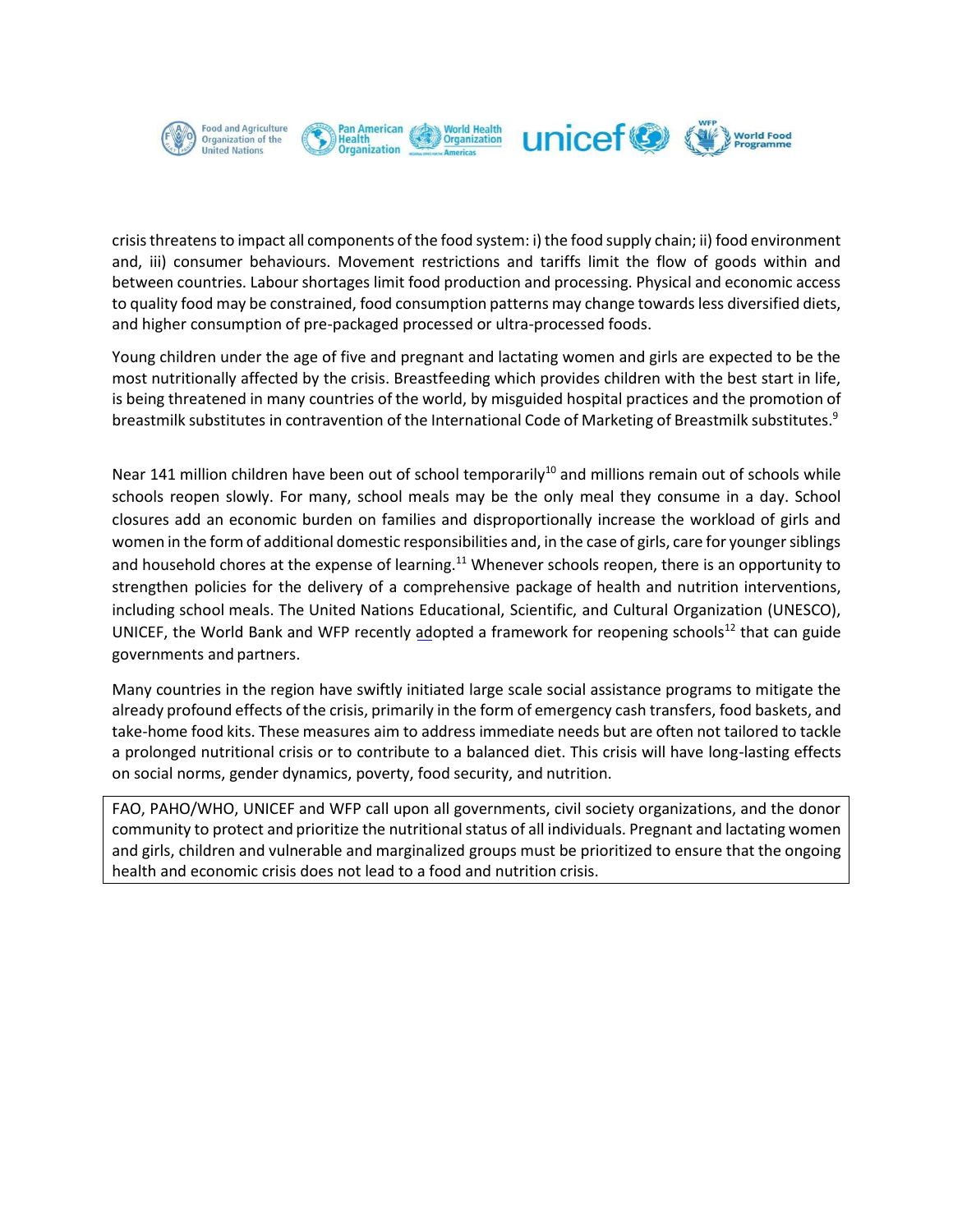crisis threatens to impact all components of the food system: i) the food supply chain; ii) food environment and, iii) consumer behaviours. Movement restrictions and tariffs limit the flow of goods within and between countries. Labour shortages limit food production and processing. Physical and economic access to quality food may be constrained, food consumption patterns may change towards less diversified diets, and higher consumption of pre-packaged processed or ultra-processed foods.

Young children under the age of five and pregnant and lactating women and girls are expected to be the most nutritionally affected by the crisis. Breastfeeding which provides children with the best start in life, is being threatened in many countries of the world, by misguided hospital practices and the promotion of breastmilk substitutes in contravention of the International Code of Marketing of Breastmilk substitutes.[9]

Near 141 million children have been out of school temporarily[10] and millions remain out of schools while schools reopen slowly. For many, school meals may be the only meal they consume in a day. School closures add an economic burden on families and disproportionally increase the workload of girls and women in the form of additional domestic responsibilities and, in the case of girls, care for younger siblings and household chores at the expense of learning.[11] Whenever schools reopen, there is an opportunity to strengthen policies for the delivery of a comprehensive package of health and nutrition interventions, including school meals. The United Nations Educational, Scientific, and Cultural Organization (UNESCO), UNICEF, the World Bank and WFP recently adopted a framework for reopening schools[12] that can guide governments and partners.

Many countries in the region have swiftly initiated large scale social assistance programs to mitigate the already profound effects of the crisis, primarily in the form of emergency cash transfers, food baskets, and take-home food kits. These measures aim to address immediate needs but are often not tailored to tackle a prolonged nutritional crisis or to contribute to a balanced diet. This crisis will have long-lasting effects on social norms, gender dynamics, poverty, food security, and nutrition.

FAO, PAHO/WHO, UNICEF and WFP call upon all governments, civil society organizations, and the donor community to protect and prioritize the nutritional status of all individuals. Pregnant and lactating women and girls, children and vulnerable and marginalized groups must be prioritized to ensure that the ongoing health and economic crisis does not lead to a food and nutrition crisis.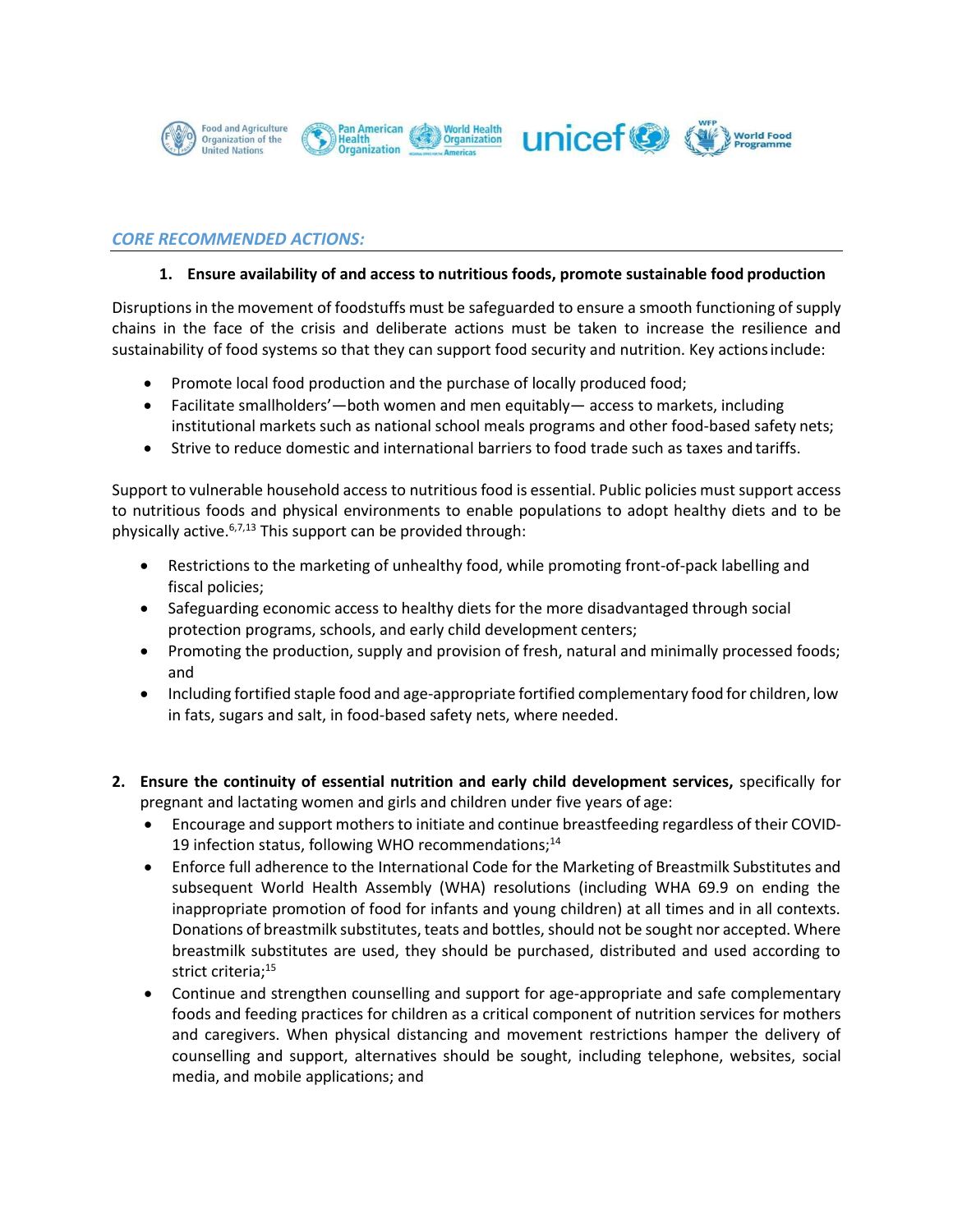## *CORE RECOMMENDED ACTIONS:*

1. **Ensure availability of and access to nutritious foods, promote sustainable food production**

Disruptions in the movement of foodstuffs must be safeguarded to ensure a smooth functioning of supply chains in the face of the crisis and deliberate actions must be taken to increase the resilience and sustainability of food systems so that they can support food security and nutrition. Key actions include:

- Promote local food production and the purchase of locally produced food;
- Facilitate smallholders'—both women and men equitably— access to markets, including institutional markets such as national school meals programs and other food-based safety nets;
- Strive to reduce domestic and international barriers to food trade such as taxes and tariffs.

Support to vulnerable household access to nutritious food is essential. Public policies must support access to nutritious foods and physical environments to enable populations to adopt healthy diets and to be physically active.[6,7,13] This support can be provided through:

- Restrictions to the marketing of unhealthy food, while promoting front-of-pack labelling and fiscal policies;
- Safeguarding economic access to healthy diets for the more disadvantaged through social protection programs, schools, and early child development centers;
- Promoting the production, supply and provision of fresh, natural and minimally processed foods; and
- Including fortified staple food and age-appropriate fortified complementary food for children, low in fats, sugars and salt, in food-based safety nets, where needed.

2. **Ensure the continuity of essential nutrition and early child development services,** specifically for pregnant and lactating women and girls and children under five years of age:
   - Encourage and support mothers to initiate and continue breastfeeding regardless of their COVID-19 infection status, following WHO recommendations;[14]
   - Enforce full adherence to the International Code for the Marketing of Breastmilk Substitutes and subsequent World Health Assembly (WHA) resolutions (including WHA 69.9 on ending the inappropriate promotion of food for infants and young children) at all times and in all contexts. Donations of breastmilk substitutes, teats and bottles, should not be sought nor accepted. Where breastmilk substitutes are used, they should be purchased, distributed and used according to strict criteria;[15]
   - Continue and strengthen counselling and support for age-appropriate and safe complementary foods and feeding practices for children as a critical component of nutrition services for mothers and caregivers. When physical distancing and movement restrictions hamper the delivery of counselling and support, alternatives should be sought, including telephone, websites, social media, and mobile applications; and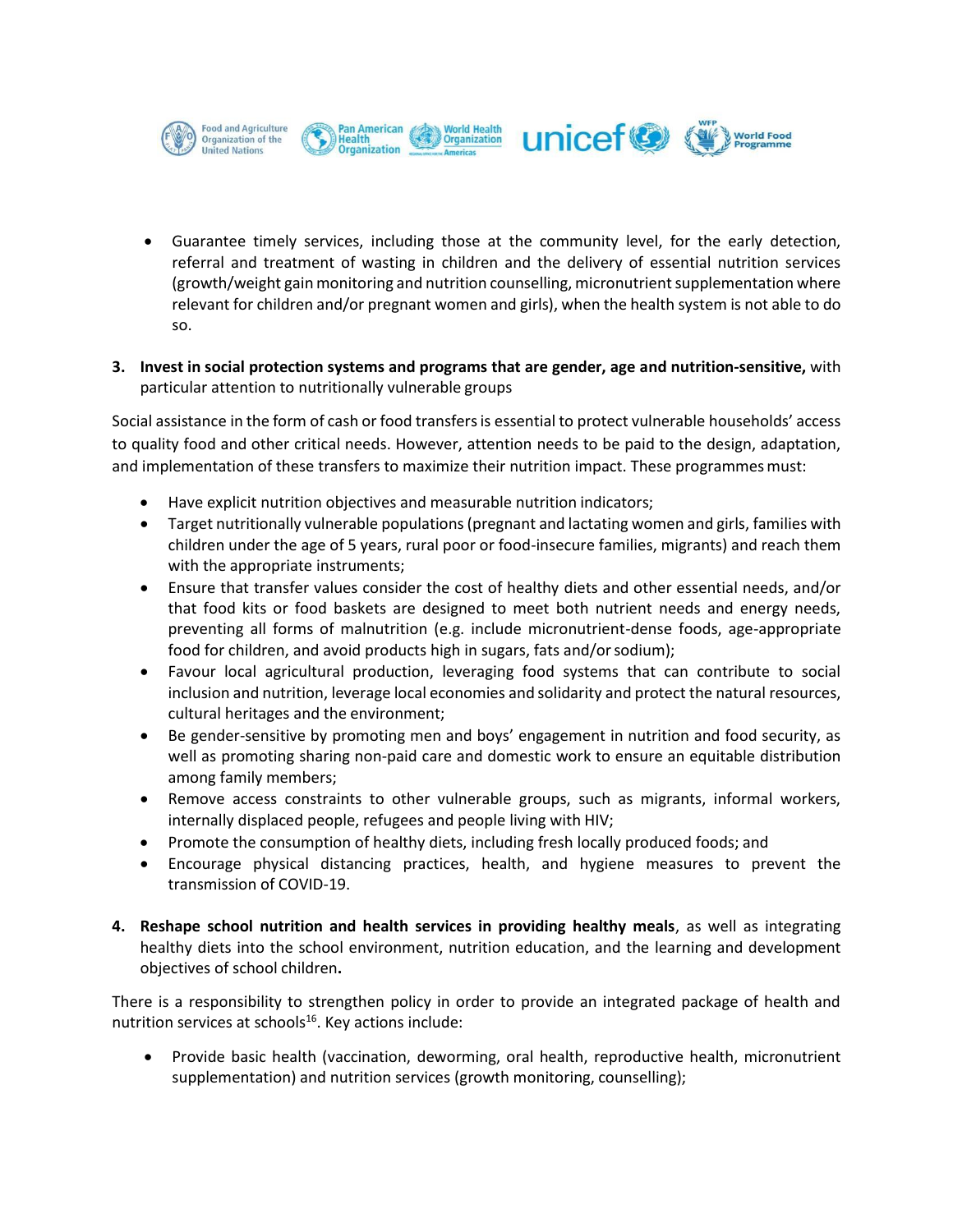- Guarantee timely services, including those at the community level, for the early detection, referral and treatment of wasting in children and the delivery of essential nutrition services (growth/weight gain monitoring and nutrition counselling, micronutrient supplementation where relevant for children and/or pregnant women and girls), when the health system is not able to do so.

3. **Invest in social protection systems and programs that are gender, age and nutrition-sensitive,** with particular attention to nutritionally vulnerable groups

Social assistance in the form of cash or food transfers is essential to protect vulnerable households' access to quality food and other critical needs. However, attention needs to be paid to the design, adaptation, and implementation of these transfers to maximize their nutrition impact. These programmes must:

- Have explicit nutrition objectives and measurable nutrition indicators;
- Target nutritionally vulnerable populations (pregnant and lactating women and girls, families with children under the age of 5 years, rural poor or food-insecure families, migrants) and reach them with the appropriate instruments;
- Ensure that transfer values consider the cost of healthy diets and other essential needs, and/or that food kits or food baskets are designed to meet both nutrient needs and energy needs, preventing all forms of malnutrition (e.g. include micronutrient-dense foods, age-appropriate food for children, and avoid products high in sugars, fats and/or sodium);
- Favour local agricultural production, leveraging food systems that can contribute to social inclusion and nutrition, leverage local economies and solidarity and protect the natural resources, cultural heritages and the environment;
- Be gender-sensitive by promoting men and boys' engagement in nutrition and food security, as well as promoting sharing non-paid care and domestic work to ensure an equitable distribution among family members;
- Remove access constraints to other vulnerable groups, such as migrants, informal workers, internally displaced people, refugees and people living with HIV;
- Promote the consumption of healthy diets, including fresh locally produced foods; and
- Encourage physical distancing practices, health, and hygiene measures to prevent the transmission of COVID-19.

4. **Reshape school nutrition and health services in providing healthy meals**, as well as integrating healthy diets into the school environment, nutrition education, and the learning and development objectives of school children**.**

There is a responsibility to strengthen policy in order to provide an integrated package of health and nutrition services at schools[16]. Key actions include:

- Provide basic health (vaccination, deworming, oral health, reproductive health, micronutrient supplementation) and nutrition services (growth monitoring, counselling);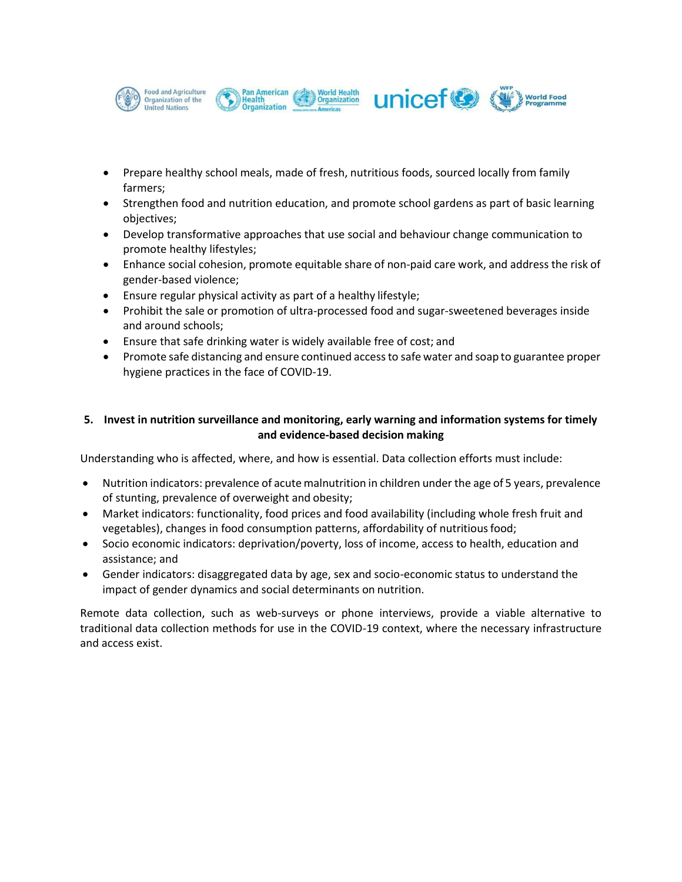- Prepare healthy school meals, made of fresh, nutritious foods, sourced locally from family farmers;
- Strengthen food and nutrition education, and promote school gardens as part of basic learning objectives;
- Develop transformative approaches that use social and behaviour change communication to promote healthy lifestyles;
- Enhance social cohesion, promote equitable share of non-paid care work, and address the risk of gender-based violence;
- Ensure regular physical activity as part of a healthy lifestyle;
- Prohibit the sale or promotion of ultra-processed food and sugar-sweetened beverages inside and around schools;
- Ensure that safe drinking water is widely available free of cost; and
- Promote safe distancing and ensure continued access to safe water and soap to guarantee proper hygiene practices in the face of COVID-19.

## 5. Invest in nutrition surveillance and monitoring, early warning and information systems for timely and evidence-based decision making

Understanding who is affected, where, and how is essential. Data collection efforts must include:

- Nutrition indicators: prevalence of acute malnutrition in children under the age of 5 years, prevalence of stunting, prevalence of overweight and obesity;
- Market indicators: functionality, food prices and food availability (including whole fresh fruit and vegetables), changes in food consumption patterns, affordability of nutritious food;
- Socio economic indicators: deprivation/poverty, loss of income, access to health, education and assistance; and
- Gender indicators: disaggregated data by age, sex and socio-economic status to understand the impact of gender dynamics and social determinants on nutrition.

Remote data collection, such as web-surveys or phone interviews, provide a viable alternative to traditional data collection methods for use in the COVID-19 context, where the necessary infrastructure and access exist.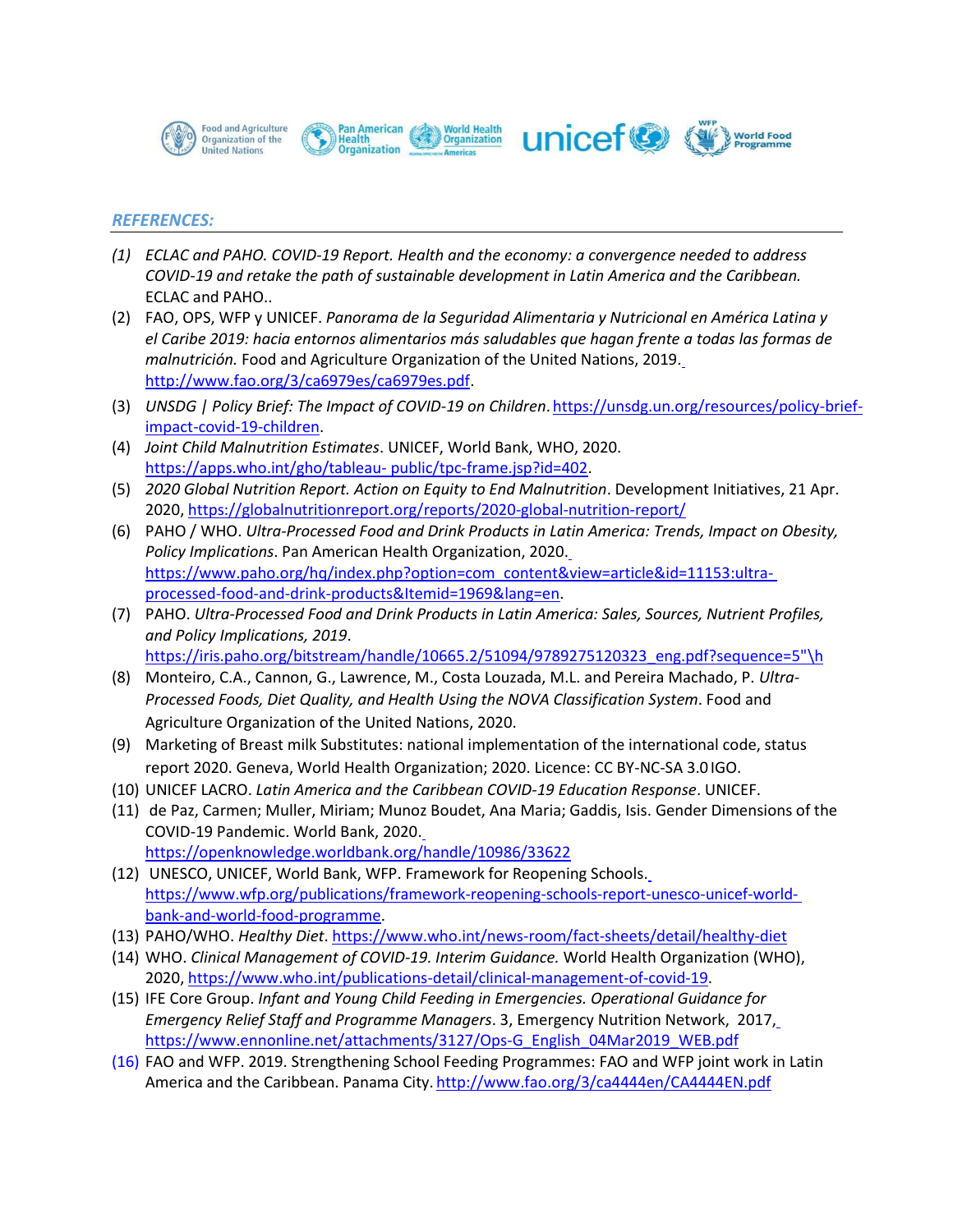*REFERENCES:*

(1) *ECLAC and PAHO. COVID-19 Report. Health and the economy: a convergence needed to address COVID-19 and retake the path of sustainable development in Latin America and the Caribbean.* ECLAC and PAHO..
(2) FAO, OPS, WFP y UNICEF. *Panorama de la Seguridad Alimentaria y Nutricional en América Latina y el Caribe 2019: hacia entornos alimentarios más saludables que hagan frente a todas las formas de malnutrición.* Food and Agriculture Organization of the United Nations, 2019. http://www.fao.org/3/ca6979es/ca6979es.pdf.
(3) *UNSDG | Policy Brief: The Impact of COVID-19 on Children*. https://unsdg.un.org/resources/policy-brief-impact-covid-19-children.
(4) *Joint Child Malnutrition Estimates*. UNICEF, World Bank, WHO, 2020. https://apps.who.int/gho/tableau- public/tpc-frame.jsp?id=402.
(5) *2020 Global Nutrition Report. Action on Equity to End Malnutrition*. Development Initiatives, 21 Apr. 2020, https://globalnutritionreport.org/reports/2020-global-nutrition-report/
(6) PAHO / WHO. *Ultra-Processed Food and Drink Products in Latin America: Trends, Impact on Obesity, Policy Implications*. Pan American Health Organization, 2020. https://www.paho.org/hq/index.php?option=com_content&view=article&id=11153:ultra-processed-food-and-drink-products&Itemid=1969&lang=en.
(7) PAHO. *Ultra-Processed Food and Drink Products in Latin America: Sales, Sources, Nutrient Profiles, and Policy Implications, 2019*. https://iris.paho.org/bitstream/handle/10665.2/51094/9789275120323_eng.pdf?sequence=5"\h
(8) Monteiro, C.A., Cannon, G., Lawrence, M., Costa Louzada, M.L. and Pereira Machado, P. *Ultra-Processed Foods, Diet Quality, and Health Using the NOVA Classification System*. Food and Agriculture Organization of the United Nations, 2020.
(9) Marketing of Breast milk Substitutes: national implementation of the international code, status report 2020. Geneva, World Health Organization; 2020. Licence: CC BY-NC-SA 3.0 IGO.
(10) UNICEF LACRO. *Latin America and the Caribbean COVID-19 Education Response*. UNICEF.
(11) de Paz, Carmen; Muller, Miriam; Munoz Boudet, Ana Maria; Gaddis, Isis. Gender Dimensions of the COVID-19 Pandemic. World Bank, 2020. https://openknowledge.worldbank.org/handle/10986/33622
(12) UNESCO, UNICEF, World Bank, WFP. Framework for Reopening Schools. https://www.wfp.org/publications/framework-reopening-schools-report-unesco-unicef-world-bank-and-world-food-programme.
(13) PAHO/WHO. *Healthy Diet*. https://www.who.int/news-room/fact-sheets/detail/healthy-diet
(14) WHO. *Clinical Management of COVID-19. Interim Guidance.* World Health Organization (WHO), 2020, https://www.who.int/publications-detail/clinical-management-of-covid-19.
(15) IFE Core Group. *Infant and Young Child Feeding in Emergencies. Operational Guidance for Emergency Relief Staff and Programme Managers*. 3, Emergency Nutrition Network, 2017, https://www.ennonline.net/attachments/3127/Ops-G_English_04Mar2019_WEB.pdf
(16) FAO and WFP. 2019. Strengthening School Feeding Programmes: FAO and WFP joint work in Latin America and the Caribbean. Panama City. http://www.fao.org/3/ca4444en/CA4444EN.pdf